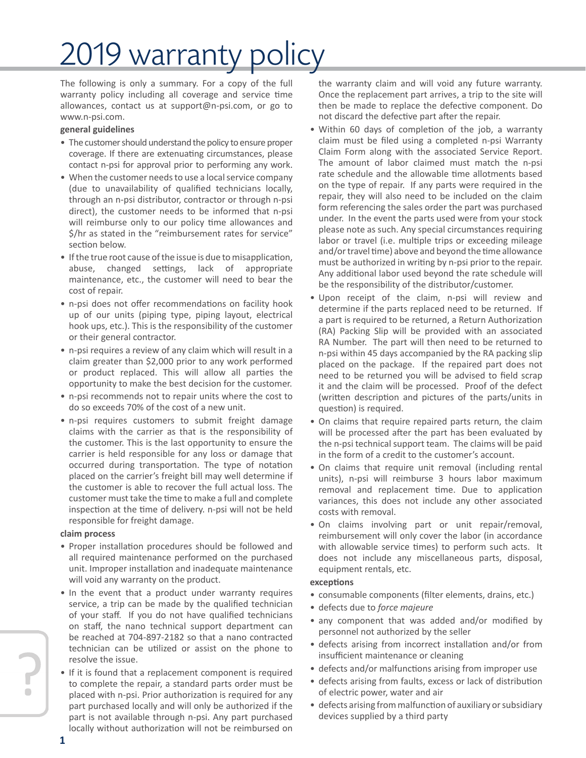# 2019 warranty policy

The following is only a summary. For a copy of the full warranty policy including all coverage and service time allowances, contact us at support@n-psi.com, or go to www.n-psi.com.

### general guidelines

- The customer should understand the policy to ensure proper coverage. If there are extenuating circumstances, please contact n-psi for approval prior to performing any work.
- When the customer needs to use a local service company (due to unavailability of qualified technicians locally, through an n-psi distributor, contractor or through n-psi direct), the customer needs to be informed that n-psi will reimburse only to our policy time allowances and $/hr as stated in the "reimbursement rates for service" section below.
- If the true root cause of the issue is due to misapplication, abuse, changed settings, lack of appropriate maintenance, etc., the customer will need to bear the cost of repair.
- n-psi does not offer recommendations on facility hook up of our units (piping type, piping layout, electrical hook ups, etc.). This is the responsibility of the customer or their general contractor.
- n-psi requires a review of any claim which will result in a claim greater than $2,000 prior to any work performed or product replaced. This will allow all parties the opportunity to make the best decision for the customer.
- n-psi recommends not to repair units where the cost to do so exceeds 70% of the cost of a new unit.
- n-psi requires customers to submit freight damage claims with the carrier as that is the responsibility of the customer. This is the last opportunity to ensure the carrier is held responsible for any loss or damage that occurred during transportation. The type of notation placed on the carrier's freight bill may well determine if the customer is able to recover the full actual loss. The customer must take the time to make a full and complete inspection at the time of delivery. n-psi will not be held responsible for freight damage.

### claim process

- Proper installation procedures should be followed and all required maintenance performed on the purchased unit. Improper installation and inadequate maintenance will void any warranty on the product.
- In the event that a product under warranty requires service, a trip can be made by the qualified technician of your staff. If you do not have qualified technicians on staff, the nano technical support department can be reached at 704-897-2182 so that a nano contracted technician can be utilized or assist on the phone to resolve the issue.
- If it is found that a replacement component is required to complete the repair, a standard parts order must be placed with n-psi. Prior authorization is required for any part purchased locally and will only be authorized if the part is not available through n-psi. Any part purchased locally without authorization will not be reimbursed on the warranty claim and will void any future warranty. Once the replacement part arrives, a trip to the site will then be made to replace the defective component. Do not discard the defective part after the repair.
- Within 60 days of completion of the job, a warranty claim must be filed using a completed n-psi Warranty Claim Form along with the associated Service Report. The amount of labor claimed must match the n-psi rate schedule and the allowable time allotments based on the type of repair. If any parts were required in the repair, they will also need to be included on the claim form referencing the sales order the part was purchased under. In the event the parts used were from your stock please note as such. Any special circumstances requiring labor or travel (i.e. multiple trips or exceeding mileage and/or travel time) above and beyond the time allowance must be authorized in writing by n-psi prior to the repair. Any additional labor used beyond the rate schedule will be the responsibility of the distributor/customer.
- Upon receipt of the claim, n-psi will review and determine if the parts replaced need to be returned. If a part is required to be returned, a Return Authorization (RA) Packing Slip will be provided with an associated RA Number. The part will then need to be returned to n-psi within 45 days accompanied by the RA packing slip placed on the package. If the repaired part does not need to be returned you will be advised to field scrap it and the claim will be processed. Proof of the defect (written description and pictures of the parts/units in question) is required.
- On claims that require repaired parts return, the claim will be processed after the part has been evaluated by the n-psi technical support team. The claims will be paid in the form of a credit to the customer's account.
- On claims that require unit removal (including rental units), n-psi will reimburse 3 hours labor maximum removal and replacement time. Due to application variances, this does not include any other associated costs with removal.
- On claims involving part or unit repair/removal, reimbursement will only cover the labor (in accordance with allowable service times) to perform such acts. It does not include any miscellaneous parts, disposal, equipment rentals, etc.

### exceptions

- consumable components (filter elements, drains, etc.)
- defects due to *force majeure*
- any component that was added and/or modified by personnel not authorized by the seller
- defects arising from incorrect installation and/or from insufficient maintenance or cleaning
- defects and/or malfunctions arising from improper use
- defects arising from faults, excess or lack of distribution of electric power, water and air
- defects arising from malfunction of auxiliary or subsidiary devices supplied by a third party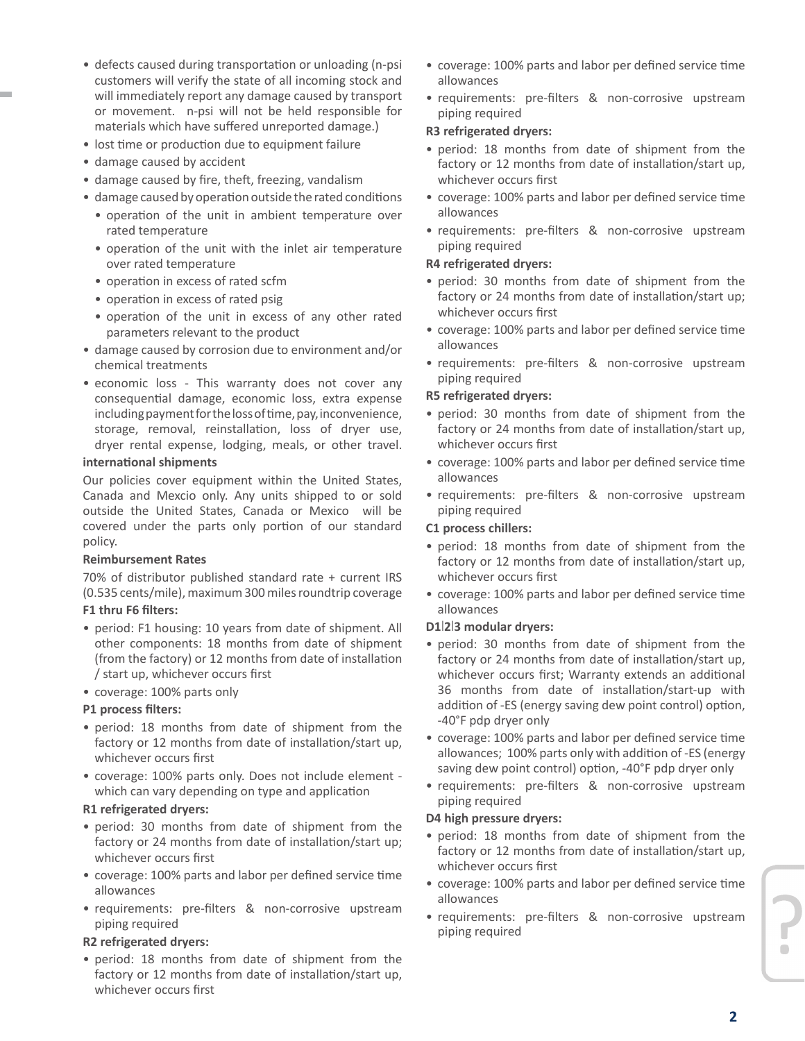- defects caused during transportation or unloading (n-psi customers will verify the state of all incoming stock and will immediately report any damage caused by transport or movement. n-psi will not be held responsible for materials which have suffered unreported damage.)
- lost time or production due to equipment failure
- damage caused by accident
- damage caused by fire, theft, freezing, vandalism
- damage caused by operation outside the rated conditions
  - operation of the unit in ambient temperature over rated temperature
  - operation of the unit with the inlet air temperature over rated temperature
  - operation in excess of rated scfm
  - operation in excess of rated psig
  - operation of the unit in excess of any other rated parameters relevant to the product
- damage caused by corrosion due to environment and/or chemical treatments
- economic loss - This warranty does not cover any consequential damage, economic loss, extra expense including payment for the loss of time, pay, inconvenience, storage, removal, reinstallation, loss of dryer use, dryer rental expense, lodging, meals, or other travel.

**international shipments**

Our policies cover equipment within the United States, Canada and Mexcio only. Any units shipped to or sold outside the United States, Canada or Mexico will be covered under the parts only portion of our standard policy.

**Reimbursement Rates**

70% of distributor published standard rate + current IRS (0.535 cents/mile), maximum 300 miles roundtrip coverage

**F1 thru F6 filters:**

- period: F1 housing: 10 years from date of shipment. All other components: 18 months from date of shipment (from the factory) or 12 months from date of installation / start up, whichever occurs first
- coverage: 100% parts only

**P1 process filters:**

- period: 18 months from date of shipment from the factory or 12 months from date of installation/start up, whichever occurs first
- coverage: 100% parts only. Does not include element - which can vary depending on type and application

**R1 refrigerated dryers:**

- period: 30 months from date of shipment from the factory or 24 months from date of installation/start up; whichever occurs first
- coverage: 100% parts and labor per defined service time allowances
- requirements: pre-filters & non-corrosive upstream piping required

**R2 refrigerated dryers:**

- period: 18 months from date of shipment from the factory or 12 months from date of installation/start up, whichever occurs first
- coverage: 100% parts and labor per defined service time allowances
- requirements: pre-filters & non-corrosive upstream piping required

**R3 refrigerated dryers:**

- period: 18 months from date of shipment from the factory or 12 months from date of installation/start up, whichever occurs first
- coverage: 100% parts and labor per defined service time allowances
- requirements: pre-filters & non-corrosive upstream piping required

**R4 refrigerated dryers:**

- period: 30 months from date of shipment from the factory or 24 months from date of installation/start up; whichever occurs first
- coverage: 100% parts and labor per defined service time allowances
- requirements: pre-filters & non-corrosive upstream piping required

**R5 refrigerated dryers:**

- period: 30 months from date of shipment from the factory or 24 months from date of installation/start up, whichever occurs first
- coverage: 100% parts and labor per defined service time allowances
- requirements: pre-filters & non-corrosive upstream piping required

**C1 process chillers:**

- period: 18 months from date of shipment from the factory or 12 months from date of installation/start up, whichever occurs first
- coverage: 100% parts and labor per defined service time allowances

**D1|2|3 modular dryers:**

- period: 30 months from date of shipment from the factory or 24 months from date of installation/start up, whichever occurs first; Warranty extends an additional 36 months from date of installation/start-up with addition of -ES (energy saving dew point control) option, -40°F pdp dryer only
- coverage: 100% parts and labor per defined service time allowances; 100% parts only with addition of -ES (energy saving dew point control) option, -40°F pdp dryer only
- requirements: pre-filters & non-corrosive upstream piping required

**D4 high pressure dryers:**

- period: 18 months from date of shipment from the factory or 12 months from date of installation/start up, whichever occurs first
- coverage: 100% parts and labor per defined service time allowances
- requirements: pre-filters & non-corrosive upstream piping required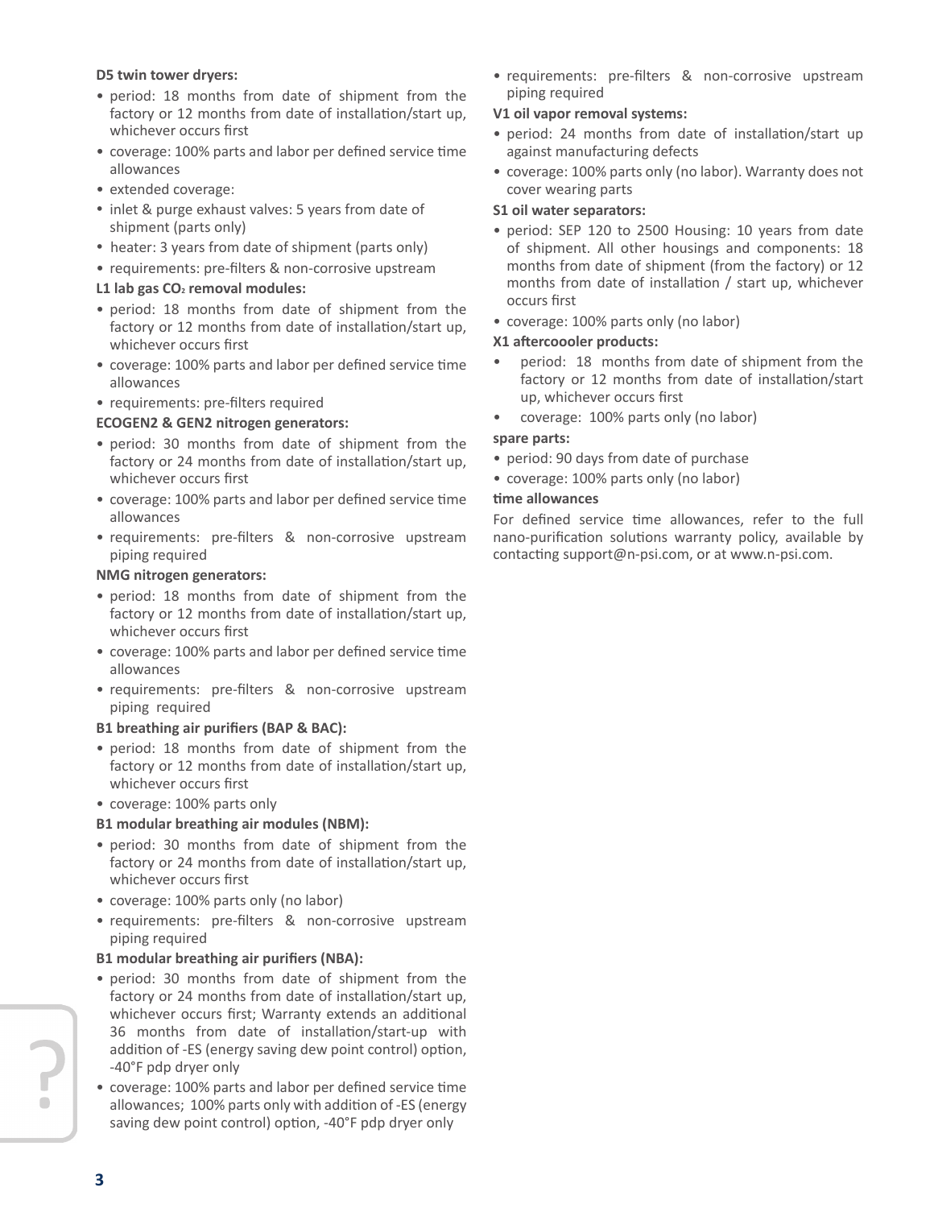**D5 twin tower dryers:**

- period: 18 months from date of shipment from the factory or 12 months from date of installation/start up, whichever occurs first
- coverage: 100% parts and labor per defined service time allowances
- extended coverage:
- inlet & purge exhaust valves: 5 years from date of shipment (parts only)
- heater: 3 years from date of shipment (parts only)
- requirements: pre-filters & non-corrosive upstream

**L1 lab gas $CO_2$ removal modules:**

- period: 18 months from date of shipment from the factory or 12 months from date of installation/start up, whichever occurs first
- coverage: 100% parts and labor per defined service time allowances
- requirements: pre-filters required

**ECOGEN2 & GEN2 nitrogen generators:**

- period: 30 months from date of shipment from the factory or 24 months from date of installation/start up, whichever occurs first
- coverage: 100% parts and labor per defined service time allowances
- requirements: pre-filters & non-corrosive upstream piping required

**NMG nitrogen generators:**

- period: 18 months from date of shipment from the factory or 12 months from date of installation/start up, whichever occurs first
- coverage: 100% parts and labor per defined service time allowances
- requirements: pre-filters & non-corrosive upstream piping required

**B1 breathing air purifiers (BAP & BAC):**

- period: 18 months from date of shipment from the factory or 12 months from date of installation/start up, whichever occurs first
- coverage: 100% parts only

**B1 modular breathing air modules (NBM):**

- period: 30 months from date of shipment from the factory or 24 months from date of installation/start up, whichever occurs first
- coverage: 100% parts only (no labor)
- requirements: pre-filters & non-corrosive upstream piping required

**B1 modular breathing air purifiers (NBA):**

- period: 30 months from date of shipment from the factory or 24 months from date of installation/start up, whichever occurs first; Warranty extends an additional 36 months from date of installation/start-up with addition of -ES (energy saving dew point control) option, -40°F pdp dryer only
- coverage: 100% parts and labor per defined service time allowances; 100% parts only with addition of -ES (energy saving dew point control) option, -40°F pdp dryer only
- requirements: pre-filters & non-corrosive upstream piping required

**V1 oil vapor removal systems:**

- period: 24 months from date of installation/start up against manufacturing defects
- coverage: 100% parts only (no labor). Warranty does not cover wearing parts

**S1 oil water separators:**

- period: SEP 120 to 2500 Housing: 10 years from date of shipment. All other housings and components: 18 months from date of shipment (from the factory) or 12 months from date of installation / start up, whichever occurs first
- coverage: 100% parts only (no labor)

**X1 aftercoooler products:**

- period: 18 months from date of shipment from the factory or 12 months from date of installation/start up, whichever occurs first
- coverage: 100% parts only (no labor)

**spare parts:**

- period: 90 days from date of purchase
- coverage: 100% parts only (no labor)

**time allowances**

For defined service time allowances, refer to the full nano-purification solutions warranty policy, available by contacting support@n-psi.com, or at www.n-psi.com.